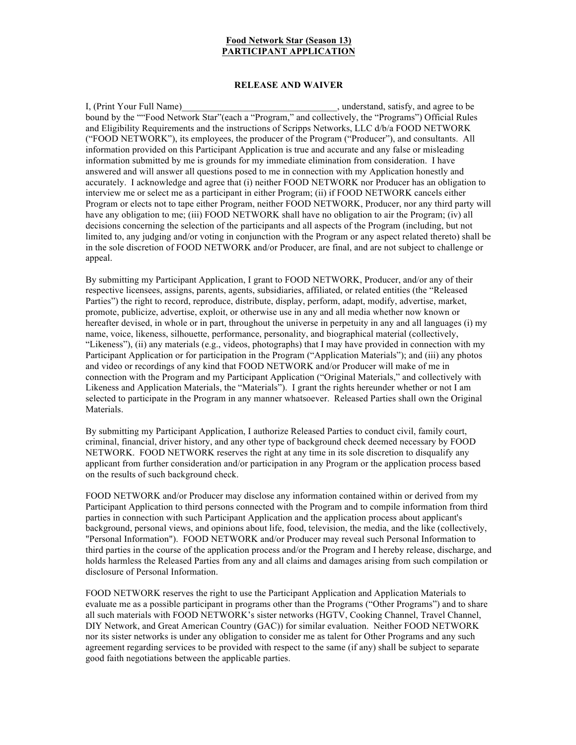**Food Network Star (Season 13)**
**PARTICIPANT APPLICATION**

**RELEASE AND WAIVER**

I, (Print Your Full Name)_________________________________, understand, satisfy, and agree to be bound by the ""Food Network Star"(each a "Program," and collectively, the "Programs") Official Rules and Eligibility Requirements and the instructions of Scripps Networks, LLC d/b/a FOOD NETWORK ("FOOD NETWORK"), its employees, the producer of the Program ("Producer"), and consultants. All information provided on this Participant Application is true and accurate and any false or misleading information submitted by me is grounds for my immediate elimination from consideration. I have answered and will answer all questions posed to me in connection with my Application honestly and accurately. I acknowledge and agree that (i) neither FOOD NETWORK nor Producer has an obligation to interview me or select me as a participant in either Program; (ii) if FOOD NETWORK cancels either Program or elects not to tape either Program, neither FOOD NETWORK, Producer, nor any third party will have any obligation to me; (iii) FOOD NETWORK shall have no obligation to air the Program; (iv) all decisions concerning the selection of the participants and all aspects of the Program (including, but not limited to, any judging and/or voting in conjunction with the Program or any aspect related thereto) shall be in the sole discretion of FOOD NETWORK and/or Producer, are final, and are not subject to challenge or appeal.

By submitting my Participant Application, I grant to FOOD NETWORK, Producer, and/or any of their respective licensees, assigns, parents, agents, subsidiaries, affiliated, or related entities (the "Released Parties") the right to record, reproduce, distribute, display, perform, adapt, modify, advertise, market, promote, publicize, advertise, exploit, or otherwise use in any and all media whether now known or hereafter devised, in whole or in part, throughout the universe in perpetuity in any and all languages (i) my name, voice, likeness, silhouette, performance, personality, and biographical material (collectively, "Likeness"), (ii) any materials (e.g., videos, photographs) that I may have provided in connection with my Participant Application or for participation in the Program ("Application Materials"); and (iii) any photos and video or recordings of any kind that FOOD NETWORK and/or Producer will make of me in connection with the Program and my Participant Application ("Original Materials," and collectively with Likeness and Application Materials, the "Materials"). I grant the rights hereunder whether or not I am selected to participate in the Program in any manner whatsoever. Released Parties shall own the Original Materials.

By submitting my Participant Application, I authorize Released Parties to conduct civil, family court, criminal, financial, driver history, and any other type of background check deemed necessary by FOOD NETWORK. FOOD NETWORK reserves the right at any time in its sole discretion to disqualify any applicant from further consideration and/or participation in any Program or the application process based on the results of such background check.

FOOD NETWORK and/or Producer may disclose any information contained within or derived from my Participant Application to third persons connected with the Program and to compile information from third parties in connection with such Participant Application and the application process about applicant's background, personal views, and opinions about life, food, television, the media, and the like (collectively, "Personal Information"). FOOD NETWORK and/or Producer may reveal such Personal Information to third parties in the course of the application process and/or the Program and I hereby release, discharge, and holds harmless the Released Parties from any and all claims and damages arising from such compilation or disclosure of Personal Information.

FOOD NETWORK reserves the right to use the Participant Application and Application Materials to evaluate me as a possible participant in programs other than the Programs ("Other Programs") and to share all such materials with FOOD NETWORK's sister networks (HGTV, Cooking Channel, Travel Channel, DIY Network, and Great American Country (GAC)) for similar evaluation. Neither FOOD NETWORK nor its sister networks is under any obligation to consider me as talent for Other Programs and any such agreement regarding services to be provided with respect to the same (if any) shall be subject to separate good faith negotiations between the applicable parties.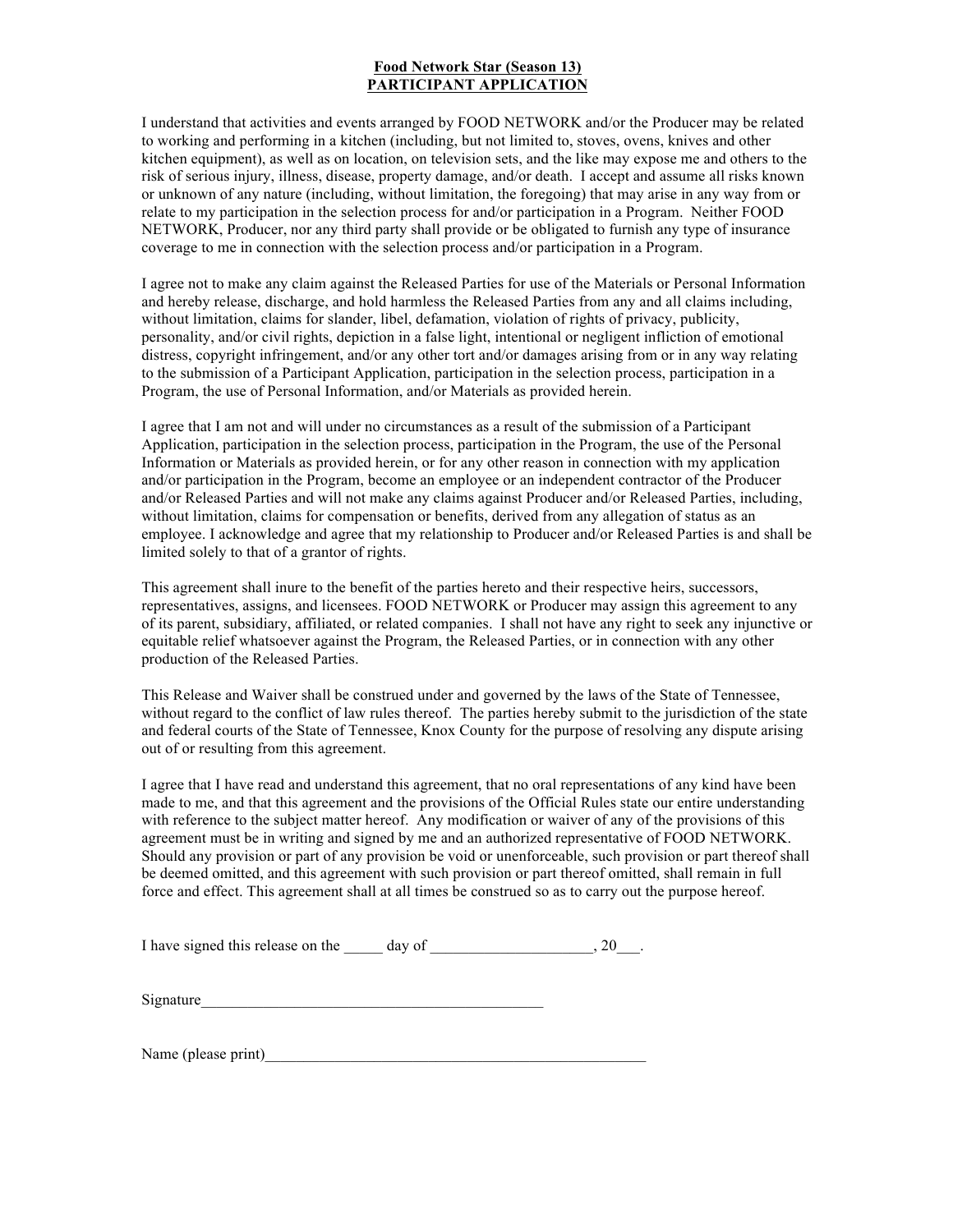**Food Network Star (Season 13)**
**PARTICIPANT APPLICATION**

I understand that activities and events arranged by FOOD NETWORK and/or the Producer may be related to working and performing in a kitchen (including, but not limited to, stoves, ovens, knives and other kitchen equipment), as well as on location, on television sets, and the like may expose me and others to the risk of serious injury, illness, disease, property damage, and/or death. I accept and assume all risks known or unknown of any nature (including, without limitation, the foregoing) that may arise in any way from or relate to my participation in the selection process for and/or participation in a Program. Neither FOOD NETWORK, Producer, nor any third party shall provide or be obligated to furnish any type of insurance coverage to me in connection with the selection process and/or participation in a Program.

I agree not to make any claim against the Released Parties for use of the Materials or Personal Information and hereby release, discharge, and hold harmless the Released Parties from any and all claims including, without limitation, claims for slander, libel, defamation, violation of rights of privacy, publicity, personality, and/or civil rights, depiction in a false light, intentional or negligent infliction of emotional distress, copyright infringement, and/or any other tort and/or damages arising from or in any way relating to the submission of a Participant Application, participation in the selection process, participation in a Program, the use of Personal Information, and/or Materials as provided herein.

I agree that I am not and will under no circumstances as a result of the submission of a Participant Application, participation in the selection process, participation in the Program, the use of the Personal Information or Materials as provided herein, or for any other reason in connection with my application and/or participation in the Program, become an employee or an independent contractor of the Producer and/or Released Parties and will not make any claims against Producer and/or Released Parties, including, without limitation, claims for compensation or benefits, derived from any allegation of status as an employee. I acknowledge and agree that my relationship to Producer and/or Released Parties is and shall be limited solely to that of a grantor of rights.

This agreement shall inure to the benefit of the parties hereto and their respective heirs, successors, representatives, assigns, and licensees. FOOD NETWORK or Producer may assign this agreement to any of its parent, subsidiary, affiliated, or related companies. I shall not have any right to seek any injunctive or equitable relief whatsoever against the Program, the Released Parties, or in connection with any other production of the Released Parties.

This Release and Waiver shall be construed under and governed by the laws of the State of Tennessee, without regard to the conflict of law rules thereof. The parties hereby submit to the jurisdiction of the state and federal courts of the State of Tennessee, Knox County for the purpose of resolving any dispute arising out of or resulting from this agreement.

I agree that I have read and understand this agreement, that no oral representations of any kind have been made to me, and that this agreement and the provisions of the Official Rules state our entire understanding with reference to the subject matter hereof. Any modification or waiver of any of the provisions of this agreement must be in writing and signed by me and an authorized representative of FOOD NETWORK. Should any provision or part of any provision be void or unenforceable, such provision or part thereof shall be deemed omitted, and this agreement with such provision or part thereof omitted, shall remain in full force and effect. This agreement shall at all times be construed so as to carry out the purpose hereof.

I have signed this release on the _____ day of ____________________, 20___.

Signature____________________________________________

Name (please print)__________________________________________________